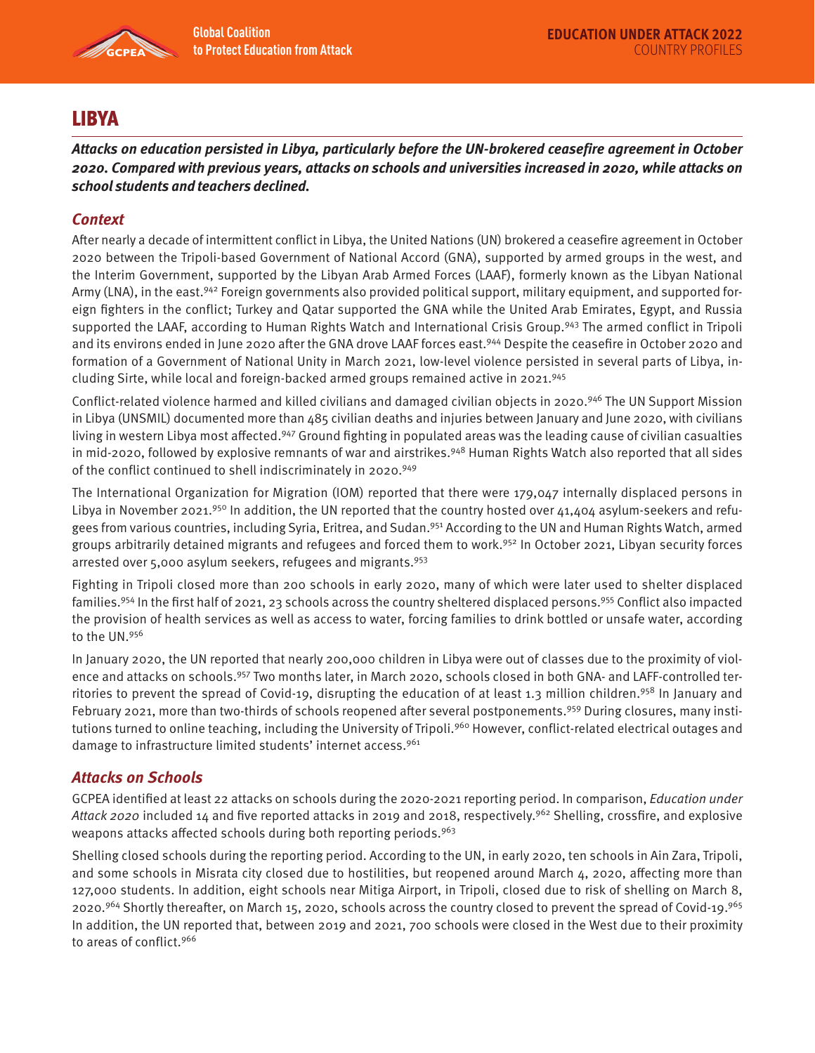# LIBYA

***Attacks on education persisted in Libya, particularly before the UN-brokered ceasefire agreement in October 2020. Compared with previous years, attacks on schools and universities increased in 2020, while attacks on school students and teachers declined.***

## *Context*

After nearly a decade of intermittent conflict in Libya, the United Nations (UN) brokered a ceasefire agreement in October 2020 between the Tripoli-based Government of National Accord (GNA), supported by armed groups in the west, and the Interim Government, supported by the Libyan Arab Armed Forces (LAAF), formerly known as the Libyan National Army (LNA), in the east.[942] Foreign governments also provided political support, military equipment, and supported foreign fighters in the conflict; Turkey and Qatar supported the GNA while the United Arab Emirates, Egypt, and Russia supported the LAAF, according to Human Rights Watch and International Crisis Group.[943] The armed conflict in Tripoli and its environs ended in June 2020 after the GNA drove LAAF forces east.[944] Despite the ceasefire in October 2020 and formation of a Government of National Unity in March 2021, low-level violence persisted in several parts of Libya, including Sirte, while local and foreign-backed armed groups remained active in 2021.[945]

Conflict-related violence harmed and killed civilians and damaged civilian objects in 2020.[946] The UN Support Mission in Libya (UNSMIL) documented more than 485 civilian deaths and injuries between January and June 2020, with civilians living in western Libya most affected.[947] Ground fighting in populated areas was the leading cause of civilian casualties in mid-2020, followed by explosive remnants of war and airstrikes.[948] Human Rights Watch also reported that all sides of the conflict continued to shell indiscriminately in 2020.[949]

The International Organization for Migration (IOM) reported that there were 179,047 internally displaced persons in Libya in November 2021.[950] In addition, the UN reported that the country hosted over 41,404 asylum-seekers and refugees from various countries, including Syria, Eritrea, and Sudan.[951] According to the UN and Human Rights Watch, armed groups arbitrarily detained migrants and refugees and forced them to work.[952] In October 2021, Libyan security forces arrested over 5,000 asylum seekers, refugees and migrants.[953]

Fighting in Tripoli closed more than 200 schools in early 2020, many of which were later used to shelter displaced families.[954] In the first half of 2021, 23 schools across the country sheltered displaced persons.[955] Conflict also impacted the provision of health services as well as access to water, forcing families to drink bottled or unsafe water, according to the UN.[956]

In January 2020, the UN reported that nearly 200,000 children in Libya were out of classes due to the proximity of violence and attacks on schools.[957] Two months later, in March 2020, schools closed in both GNA- and LAFF-controlled territories to prevent the spread of Covid-19, disrupting the education of at least 1.3 million children.[958] In January and February 2021, more than two-thirds of schools reopened after several postponements.[959] During closures, many institutions turned to online teaching, including the University of Tripoli.[960] However, conflict-related electrical outages and damage to infrastructure limited students' internet access.[961]

## *Attacks on Schools*

GCPEA identified at least 22 attacks on schools during the 2020-2021 reporting period. In comparison, *Education under Attack 2020* included 14 and five reported attacks in 2019 and 2018, respectively.[962] Shelling, crossfire, and explosive weapons attacks affected schools during both reporting periods.[963]

Shelling closed schools during the reporting period. According to the UN, in early 2020, ten schools in Ain Zara, Tripoli, and some schools in Misrata city closed due to hostilities, but reopened around March 4, 2020, affecting more than 127,000 students. In addition, eight schools near Mitiga Airport, in Tripoli, closed due to risk of shelling on March 8, 2020.[964] Shortly thereafter, on March 15, 2020, schools across the country closed to prevent the spread of Covid-19.[965] In addition, the UN reported that, between 2019 and 2021, 700 schools were closed in the West due to their proximity to areas of conflict.[966]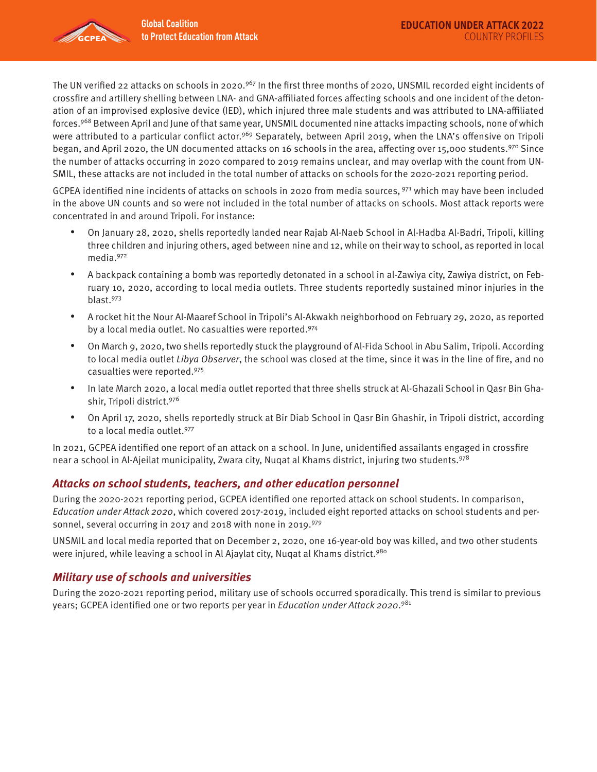The UN verified 22 attacks on schools in 2020.[967] In the first three months of 2020, UNSMIL recorded eight incidents of crossfire and artillery shelling between LNA- and GNA-affiliated forces affecting schools and one incident of the detonation of an improvised explosive device (IED), which injured three male students and was attributed to LNA-affiliated forces.[968] Between April and June of that same year, UNSMIL documented nine attacks impacting schools, none of which were attributed to a particular conflict actor.[969] Separately, between April 2019, when the LNA's offensive on Tripoli began, and April 2020, the UN documented attacks on 16 schools in the area, affecting over 15,000 students.[970] Since the number of attacks occurring in 2020 compared to 2019 remains unclear, and may overlap with the count from UNSMIL, these attacks are not included in the total number of attacks on schools for the 2020-2021 reporting period.

GCPEA identified nine incidents of attacks on schools in 2020 from media sources, [971] which may have been included in the above UN counts and so were not included in the total number of attacks on schools. Most attack reports were concentrated in and around Tripoli. For instance:

- On January 28, 2020, shells reportedly landed near Rajab Al-Naeb School in Al-Hadba Al-Badri, Tripoli, killing three children and injuring others, aged between nine and 12, while on their way to school, as reported in local media.[972]
- A backpack containing a bomb was reportedly detonated in a school in al-Zawiya city, Zawiya district, on February 10, 2020, according to local media outlets. Three students reportedly sustained minor injuries in the blast.[973]
- A rocket hit the Nour Al-Maaref School in Tripoli's Al-Akwakh neighborhood on February 29, 2020, as reported by a local media outlet. No casualties were reported.[974]
- On March 9, 2020, two shells reportedly stuck the playground of Al-Fida School in Abu Salim, Tripoli. According to local media outlet *Libya Observer*, the school was closed at the time, since it was in the line of fire, and no casualties were reported.[975]
- In late March 2020, a local media outlet reported that three shells struck at Al-Ghazali School in Qasr Bin Ghashir, Tripoli district.[976]
- On April 17, 2020, shells reportedly struck at Bir Diab School in Qasr Bin Ghashir, in Tripoli district, according to a local media outlet.[977]

In 2021, GCPEA identified one report of an attack on a school. In June, unidentified assailants engaged in crossfire near a school in Al-Ajeilat municipality, Zwara city, Nuqat al Khams district, injuring two students.[978]

### Attacks on school students, teachers, and other education personnel

During the 2020-2021 reporting period, GCPEA identified one reported attack on school students. In comparison, *Education under Attack 2020*, which covered 2017-2019, included eight reported attacks on school students and personnel, several occurring in 2017 and 2018 with none in 2019.[979]

UNSMIL and local media reported that on December 2, 2020, one 16-year-old boy was killed, and two other students were injured, while leaving a school in Al Ajaylat city, Nuqat al Khams district.[980]

### Military use of schools and universities

During the 2020-2021 reporting period, military use of schools occurred sporadically. This trend is similar to previous years; GCPEA identified one or two reports per year in *Education under Attack 2020*.[981]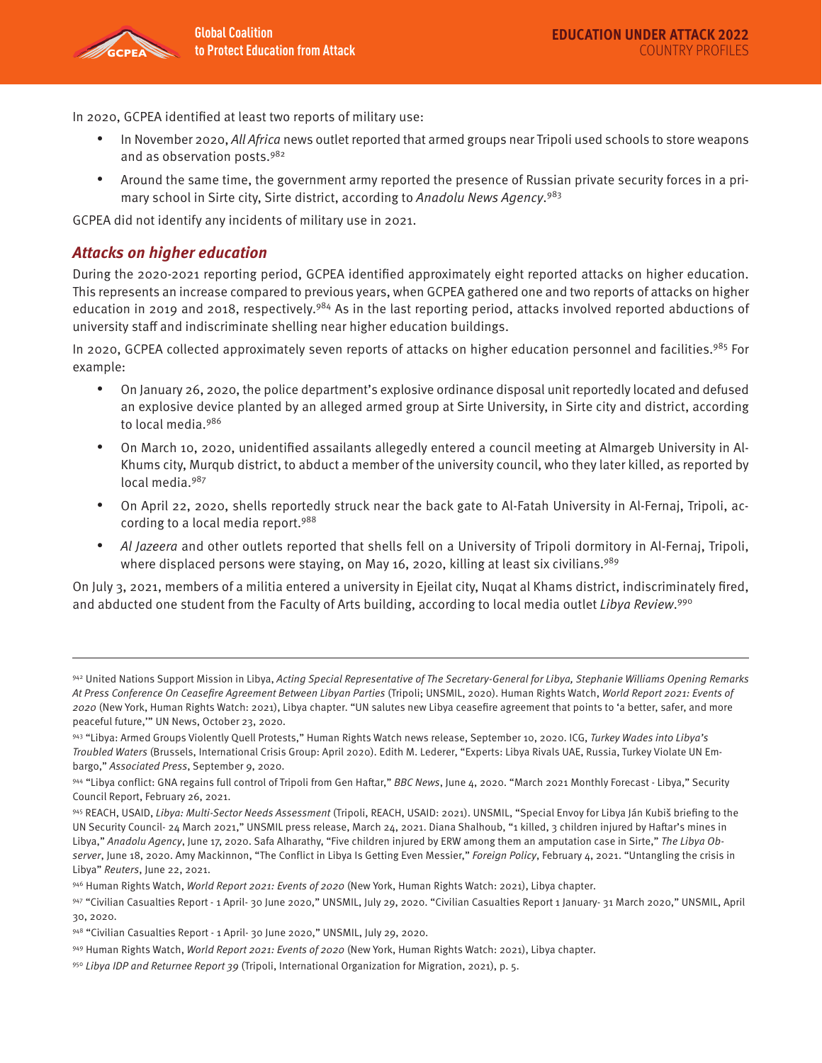In 2020, GCPEA identified at least two reports of military use:

- In November 2020, *All Africa* news outlet reported that armed groups near Tripoli used schools to store weapons and as observation posts.[982]
- Around the same time, the government army reported the presence of Russian private security forces in a primary school in Sirte city, Sirte district, according to *Anadolu News Agency*.[983]

GCPEA did not identify any incidents of military use in 2021.

### Attacks on higher education

During the 2020-2021 reporting period, GCPEA identified approximately eight reported attacks on higher education. This represents an increase compared to previous years, when GCPEA gathered one and two reports of attacks on higher education in 2019 and 2018, respectively.[984] As in the last reporting period, attacks involved reported abductions of university staff and indiscriminate shelling near higher education buildings.

In 2020, GCPEA collected approximately seven reports of attacks on higher education personnel and facilities.[985] For example:

- On January 26, 2020, the police department's explosive ordinance disposal unit reportedly located and defused an explosive device planted by an alleged armed group at Sirte University, in Sirte city and district, according to local media.[986]
- On March 10, 2020, unidentified assailants allegedly entered a council meeting at Almargeb University in Al-Khums city, Murqub district, to abduct a member of the university council, who they later killed, as reported by local media.[987]
- On April 22, 2020, shells reportedly struck near the back gate to Al-Fatah University in Al-Fernaj, Tripoli, according to a local media report.[988]
- *Al Jazeera* and other outlets reported that shells fell on a University of Tripoli dormitory in Al-Fernaj, Tripoli, where displaced persons were staying, on May 16, 2020, killing at least six civilians.[989]

On July 3, 2021, members of a militia entered a university in Ejeilat city, Nuqat al Khams district, indiscriminately fired, and abducted one student from the Faculty of Arts building, according to local media outlet *Libya Review*.[990]

---

[942] United Nations Support Mission in Libya, *Acting Special Representative of The Secretary-General for Libya, Stephanie Williams Opening Remarks At Press Conference On Ceasefire Agreement Between Libyan Parties* (Tripoli; UNSMIL, 2020). Human Rights Watch, *World Report 2021: Events of 2020* (New York, Human Rights Watch: 2021), Libya chapter. "UN salutes new Libya ceasefire agreement that points to 'a better, safer, and more peaceful future,'" UN News, October 23, 2020.

[943] "Libya: Armed Groups Violently Quell Protests," Human Rights Watch news release, September 10, 2020. ICG, *Turkey Wades into Libya's Troubled Waters* (Brussels, International Crisis Group: April 2020). Edith M. Lederer, "Experts: Libya Rivals UAE, Russia, Turkey Violate UN Embargo," *Associated Press*, September 9, 2020.

[944] "Libya conflict: GNA regains full control of Tripoli from Gen Haftar," *BBC News*, June 4, 2020. "March 2021 Monthly Forecast - Libya," Security Council Report, February 26, 2021.

[945] REACH, USAID, *Libya: Multi-Sector Needs Assessment* (Tripoli, REACH, USAID: 2021). UNSMIL, "Special Envoy for Libya Ján Kubiš briefing to the UN Security Council- 24 March 2021," UNSMIL press release, March 24, 2021. Diana Shalhoub, "1 killed, 3 children injured by Haftar's mines in Libya," *Anadolu Agency*, June 17, 2020. Safa Alharathy, "Five children injured by ERW among them an amputation case in Sirte," *The Libya Observer*, June 18, 2020. Amy Mackinnon, "The Conflict in Libya Is Getting Even Messier," *Foreign Policy*, February 4, 2021. "Untangling the crisis in Libya" *Reuters*, June 22, 2021.

[946] Human Rights Watch, *World Report 2021: Events of 2020* (New York, Human Rights Watch: 2021), Libya chapter.

[947] "Civilian Casualties Report - 1 April- 30 June 2020," UNSMIL, July 29, 2020. "Civilian Casualties Report 1 January- 31 March 2020," UNSMIL, April 30, 2020.

[948] "Civilian Casualties Report - 1 April- 30 June 2020," UNSMIL, July 29, 2020.

[949] Human Rights Watch, *World Report 2021: Events of 2020* (New York, Human Rights Watch: 2021), Libya chapter.

[950] *Libya IDP and Returnee Report 39* (Tripoli, International Organization for Migration, 2021), p. 5.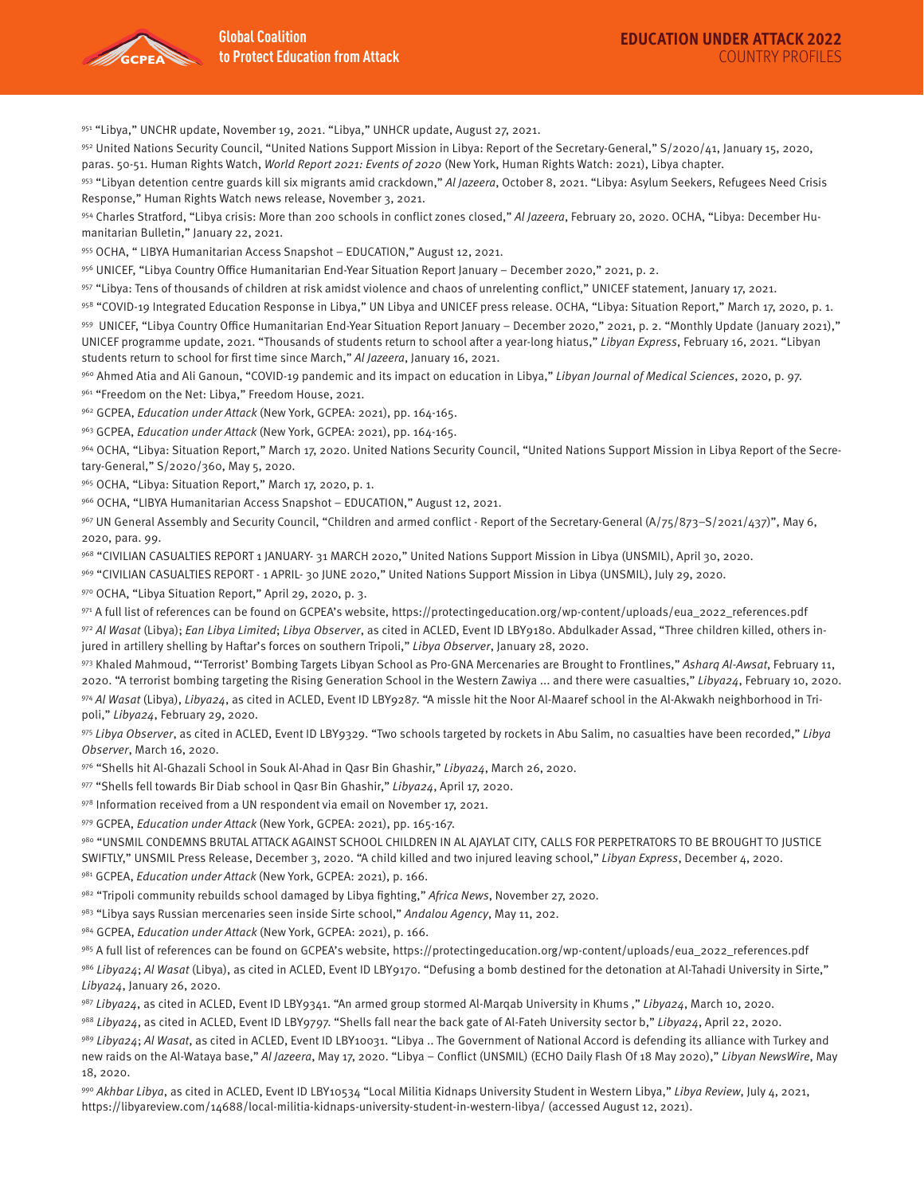[951] "Libya," UNCHR update, November 19, 2021. "Libya," UNHCR update, August 27, 2021.

[952] United Nations Security Council, "United Nations Support Mission in Libya: Report of the Secretary-General," S/2020/41, January 15, 2020, paras. 50-51. Human Rights Watch, *World Report 2021: Events of 2020* (New York, Human Rights Watch: 2021), Libya chapter.

[953] "Libyan detention centre guards kill six migrants amid crackdown," *Al Jazeera*, October 8, 2021. "Libya: Asylum Seekers, Refugees Need Crisis Response," Human Rights Watch news release, November 3, 2021.

[954] Charles Stratford, "Libya crisis: More than 200 schools in conflict zones closed," *Al Jazeera*, February 20, 2020. OCHA, "Libya: December Humanitarian Bulletin," January 22, 2021.

[955] OCHA, " LIBYA Humanitarian Access Snapshot – EDUCATION," August 12, 2021.

[956] UNICEF, "Libya Country Office Humanitarian End-Year Situation Report January – December 2020," 2021, p. 2.

[957] "Libya: Tens of thousands of children at risk amidst violence and chaos of unrelenting conflict," UNICEF statement, January 17, 2021.

[958] "COVID-19 Integrated Education Response in Libya," UN Libya and UNICEF press release. OCHA, "Libya: Situation Report," March 17, 2020, p. 1.

[959] UNICEF, "Libya Country Office Humanitarian End-Year Situation Report January – December 2020," 2021, p. 2. "Monthly Update (January 2021)," UNICEF programme update, 2021. "Thousands of students return to school after a year-long hiatus," *Libyan Express*, February 16, 2021. "Libyan students return to school for first time since March," *Al Jazeera*, January 16, 2021.

[960] Ahmed Atia and Ali Ganoun, "COVID-19 pandemic and its impact on education in Libya," *Libyan Journal of Medical Sciences*, 2020, p. 97.

[961] "Freedom on the Net: Libya," Freedom House, 2021.

[962] GCPEA, *Education under Attack* (New York, GCPEA: 2021), pp. 164-165.

[963] GCPEA, *Education under Attack* (New York, GCPEA: 2021), pp. 164-165.

[964] OCHA, "Libya: Situation Report," March 17, 2020. United Nations Security Council, "United Nations Support Mission in Libya Report of the Secretary-General," S/2020/360, May 5, 2020.

[965] OCHA, "Libya: Situation Report," March 17, 2020, p. 1.

[966] OCHA, "LIBYA Humanitarian Access Snapshot – EDUCATION," August 12, 2021.

[967] UN General Assembly and Security Council, "Children and armed conflict - Report of the Secretary-General (A/75/873–S/2021/437)", May 6, 2020, para. 99.

[968] "CIVILIAN CASUALTIES REPORT 1 JANUARY- 31 MARCH 2020," United Nations Support Mission in Libya (UNSMIL), April 30, 2020.

[969] "CIVILIAN CASUALTIES REPORT - 1 APRIL- 30 JUNE 2020," United Nations Support Mission in Libya (UNSMIL), July 29, 2020.

[970] OCHA, "Libya Situation Report," April 29, 2020, p. 3.

[971] A full list of references can be found on GCPEA's website, https://protectingeducation.org/wp-content/uploads/eua_2022_references.pdf

[972] *Al Wasat* (Libya); *Ean Libya Limited*; *Libya Observer*, as cited in ACLED, Event ID LBY9180. Abdulkader Assad, "Three children killed, others injured in artillery shelling by Haftar's forces on southern Tripoli," *Libya Observer*, January 28, 2020.

[973] Khaled Mahmoud, "'Terrorist' Bombing Targets Libyan School as Pro-GNA Mercenaries are Brought to Frontlines," *Asharq Al-Awsat*, February 11, 2020. "A terrorist bombing targeting the Rising Generation School in the Western Zawiya ... and there were casualties," *Libya24*, February 10, 2020.

[974] *Al Wasat* (Libya), *Libya24*, as cited in ACLED, Event ID LBY9287. "A missle hit the Noor Al-Maaref school in the Al-Akwakh neighborhood in Tripoli," *Libya24*, February 29, 2020.

[975] *Libya Observer*, as cited in ACLED, Event ID LBY9329. "Two schools targeted by rockets in Abu Salim, no casualties have been recorded," *Libya Observer*, March 16, 2020.

[976] "Shells hit Al-Ghazali School in Souk Al-Ahad in Qasr Bin Ghashir," *Libya24*, March 26, 2020.

[977] "Shells fell towards Bir Diab school in Qasr Bin Ghashir," *Libya24*, April 17, 2020.

[978] Information received from a UN respondent via email on November 17, 2021.

[979] GCPEA, *Education under Attack* (New York, GCPEA: 2021), pp. 165-167.

[980] "UNSMIL CONDEMNS BRUTAL ATTACK AGAINST SCHOOL CHILDREN IN AL AJAYLAT CITY, CALLS FOR PERPETRATORS TO BE BROUGHT TO JUSTICE SWIFTLY," UNSMIL Press Release, December 3, 2020. "A child killed and two injured leaving school," *Libyan Express*, December 4, 2020.

[981] GCPEA, *Education under Attack* (New York, GCPEA: 2021), p. 166.

[982] "Tripoli community rebuilds school damaged by Libya fighting," *Africa News*, November 27, 2020.

[983] "Libya says Russian mercenaries seen inside Sirte school," *Andalou Agency*, May 11, 202.

[984] GCPEA, *Education under Attack* (New York, GCPEA: 2021), p. 166.

[985] A full list of references can be found on GCPEA's website, https://protectingeducation.org/wp-content/uploads/eua_2022_references.pdf

[986] *Libya24*; *Al Wasat* (Libya), as cited in ACLED, Event ID LBY9170. "Defusing a bomb destined for the detonation at Al-Tahadi University in Sirte," *Libya24*, January 26, 2020.

[987] *Libya24*, as cited in ACLED, Event ID LBY9341. "An armed group stormed Al-Marqab University in Khums ," *Libya24*, March 10, 2020.

[988] *Libya24*, as cited in ACLED, Event ID LBY9797. "Shells fall near the back gate of Al-Fateh University sector b," *Libya24*, April 22, 2020.

[989] *Libya24*; *Al Wasat*, as cited in ACLED, Event ID LBY10031. "Libya .. The Government of National Accord is defending its alliance with Turkey and new raids on the Al-Wataya base," *Al Jazeera*, May 17, 2020. "Libya – Conflict (UNSMIL) (ECHO Daily Flash Of 18 May 2020)," *Libyan NewsWire*, May 18, 2020.

[990] *Akhbar Libya*, as cited in ACLED, Event ID LBY10534 "Local Militia Kidnaps University Student in Western Libya," *Libya Review*, July 4, 2021, https://libyareview.com/14688/local-militia-kidnaps-university-student-in-western-libya/ (accessed August 12, 2021).